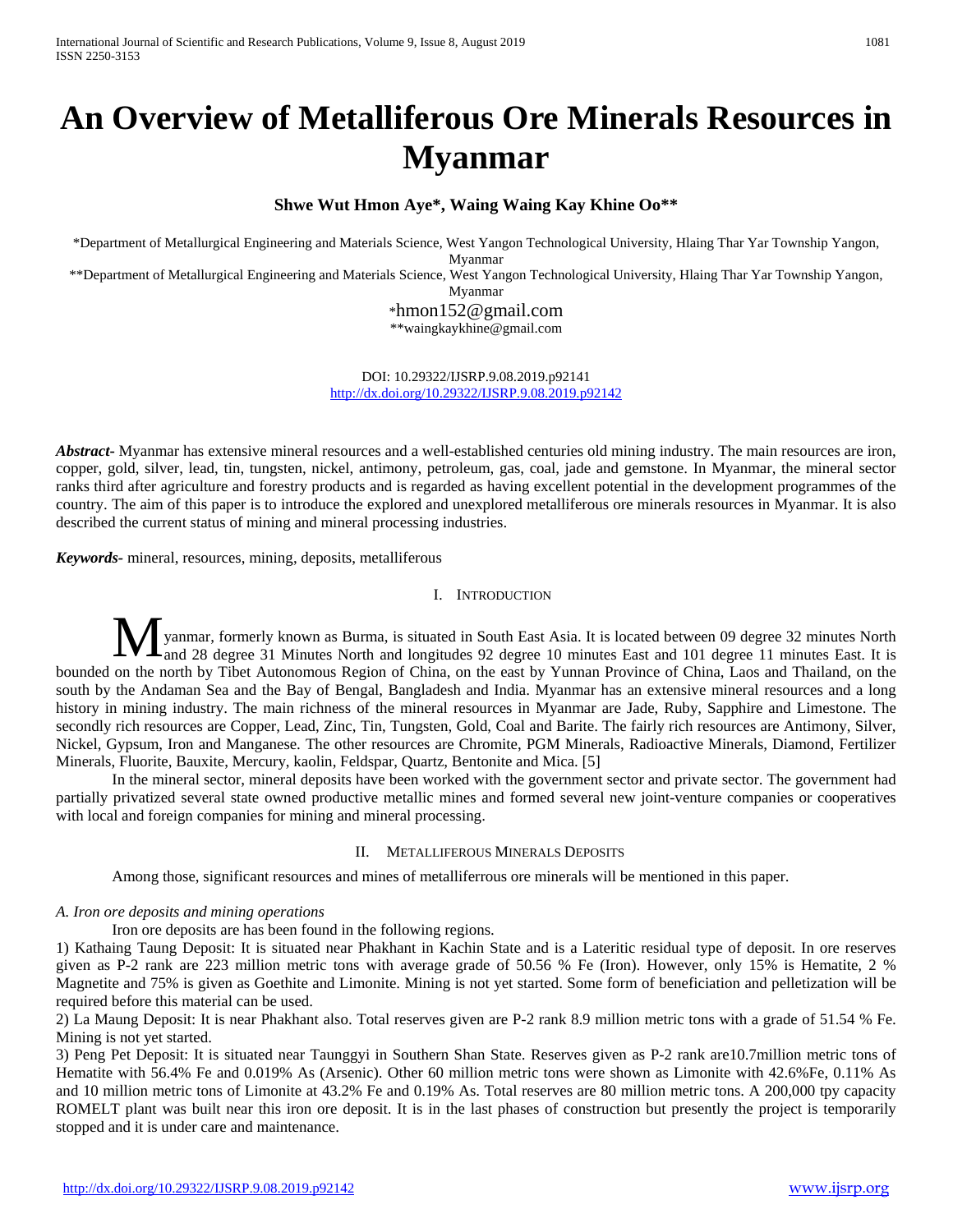# An Overview of Metalliferous Ore Minerals Resources in Myanmar

**Shwe Wut Hmon Aye\*, Waing Waing Kay Khine Oo\*\***

\*Department of Metallurgical Engineering and Materials Science, West Yangon Technological University, Hlaing Thar Yar Township Yangon, Myanmar

\*\*Department of Metallurgical Engineering and Materials Science, West Yangon Technological University, Hlaing Thar Yar Township Yangon, Myanmar

\*hmon152@gmail.com

\*\*waingkaykhine@gmail.com

DOI: 10.29322/IJSRP.9.08.2019.p92141

http://dx.doi.org/10.29322/IJSRP.9.08.2019.p92142

***Abstract*-** Myanmar has extensive mineral resources and a well-established centuries old mining industry. The main resources are iron, copper, gold, silver, lead, tin, tungsten, nickel, antimony, petroleum, gas, coal, jade and gemstone. In Myanmar, the mineral sector ranks third after agriculture and forestry products and is regarded as having excellent potential in the development programmes of the country. The aim of this paper is to introduce the explored and unexplored metalliferous ore minerals resources in Myanmar. It is also described the current status of mining and mineral processing industries.

***Keywords*-** mineral, resources, mining, deposits, metalliferous

## I. Introduction

Myanmar, formerly known as Burma, is situated in South East Asia. It is located between 09 degree 32 minutes North and 28 degree 31 Minutes North and longitudes 92 degree 10 minutes East and 101 degree 11 minutes East. It is bounded on the north by Tibet Autonomous Region of China, on the east by Yunnan Province of China, Laos and Thailand, on the south by the Andaman Sea and the Bay of Bengal, Bangladesh and India. Myanmar has an extensive mineral resources and a long history in mining industry. The main richness of the mineral resources in Myanmar are Jade, Ruby, Sapphire and Limestone. The secondly rich resources are Copper, Lead, Zinc, Tin, Tungsten, Gold, Coal and Barite. The fairly rich resources are Antimony, Silver, Nickel, Gypsum, Iron and Manganese. The other resources are Chromite, PGM Minerals, Radioactive Minerals, Diamond, Fertilizer Minerals, Fluorite, Bauxite, Mercury, kaolin, Feldspar, Quartz, Bentonite and Mica. [5]

In the mineral sector, mineral deposits have been worked with the government sector and private sector. The government had partially privatized several state owned productive metallic mines and formed several new joint-venture companies or cooperatives with local and foreign companies for mining and mineral processing.

## II. Metalliferous Minerals Deposits

Among those, significant resources and mines of metalliferrous ore minerals will be mentioned in this paper.

### *A. Iron ore deposits and mining operations*

Iron ore deposits are has been found in the following regions.

1) Kathaing Taung Deposit: It is situated near Phakhant in Kachin State and is a Lateritic residual type of deposit. In ore reserves given as P-2 rank are 223 million metric tons with average grade of 50.56 % Fe (Iron). However, only 15% is Hematite, 2 % Magnetite and 75% is given as Goethite and Limonite. Mining is not yet started. Some form of beneficiation and pelletization will be required before this material can be used.

2) La Maung Deposit: It is near Phakhant also. Total reserves given are P-2 rank 8.9 million metric tons with a grade of 51.54 % Fe. Mining is not yet started.

3) Peng Pet Deposit: It is situated near Taunggyi in Southern Shan State. Reserves given as P-2 rank are10.7million metric tons of Hematite with 56.4% Fe and 0.019% As (Arsenic). Other 60 million metric tons were shown as Limonite with 42.6%Fe, 0.11% As and 10 million metric tons of Limonite at 43.2% Fe and 0.19% As. Total reserves are 80 million metric tons. A 200,000 tpy capacity ROMELT plant was built near this iron ore deposit. It is in the last phases of construction but presently the project is temporarily stopped and it is under care and maintenance.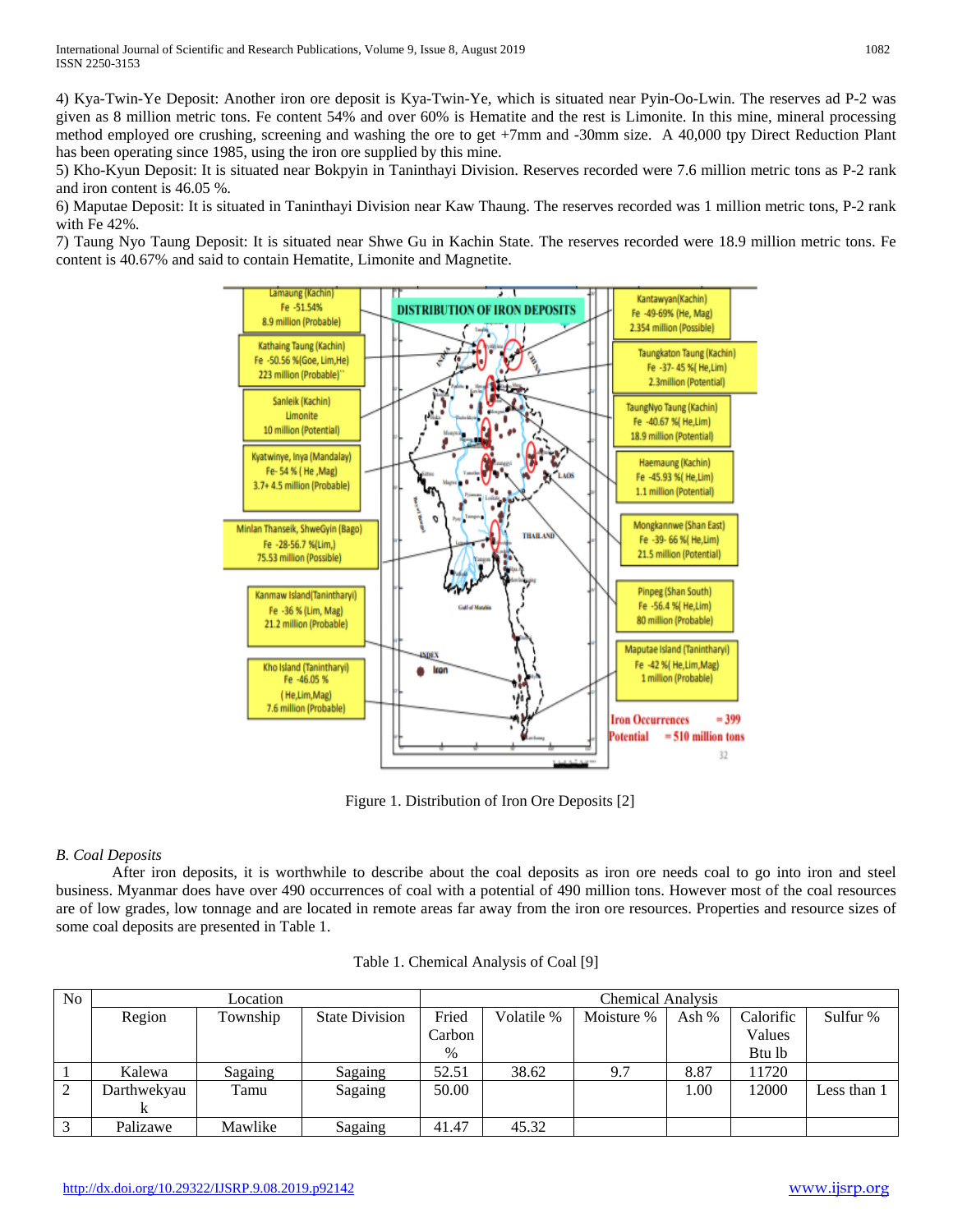4) Kya-Twin-Ye Deposit: Another iron ore deposit is Kya-Twin-Ye, which is situated near Pyin-Oo-Lwin. The reserves ad P-2 was given as 8 million metric tons. Fe content 54% and over 60% is Hematite and the rest is Limonite. In this mine, mineral processing method employed ore crushing, screening and washing the ore to get +7mm and -30mm size. A 40,000 tpy Direct Reduction Plant has been operating since 1985, using the iron ore supplied by this mine.

5) Kho-Kyun Deposit: It is situated near Bokpyin in Taninthayi Division. Reserves recorded were 7.6 million metric tons as P-2 rank and iron content is 46.05 %.

6) Maputae Deposit: It is situated in Taninthayi Division near Kaw Thaung. The reserves recorded was 1 million metric tons, P-2 rank with Fe 42%.

7) Taung Nyo Taung Deposit: It is situated near Shwe Gu in Kachin State. The reserves recorded were 18.9 million metric tons. Fe content is 40.67% and said to contain Hematite, Limonite and Magnetite.

Figure 1. Distribution of Iron Ore Deposits [2]

*B. Coal Deposits*

After iron deposits, it is worthwhile to describe about the coal deposits as iron ore needs coal to go into iron and steel business. Myanmar does have over 490 occurrences of coal with a potential of 490 million tons. However most of the coal resources are of low grades, low tonnage and are located in remote areas far away from the iron ore resources. Properties and resource sizes of some coal deposits are presented in Table 1.

Table 1. Chemical Analysis of Coal [9]

| No | Location | | | Chemical Analysis | | | | | |
|---|---|---|---|---|---|---|---|---|---|
| | Region | Township | State Division | Fried Carbon % | Volatile % | Moisture % | Ash % | Calorific Values Btu lb | Sulfur % |
| 1 | Kalewa | Sagaing | Sagaing | 52.51 | 38.62 | 9.7 | 8.87 | 11720 | |
| 2 | Darthwekyauk | Tamu | Sagaing | 50.00 | | | 1.00 | 12000 | Less than 1 |
| 3 | Palizawe | Mawlike | Sagaing | 41.47 | 45.32 | | | | |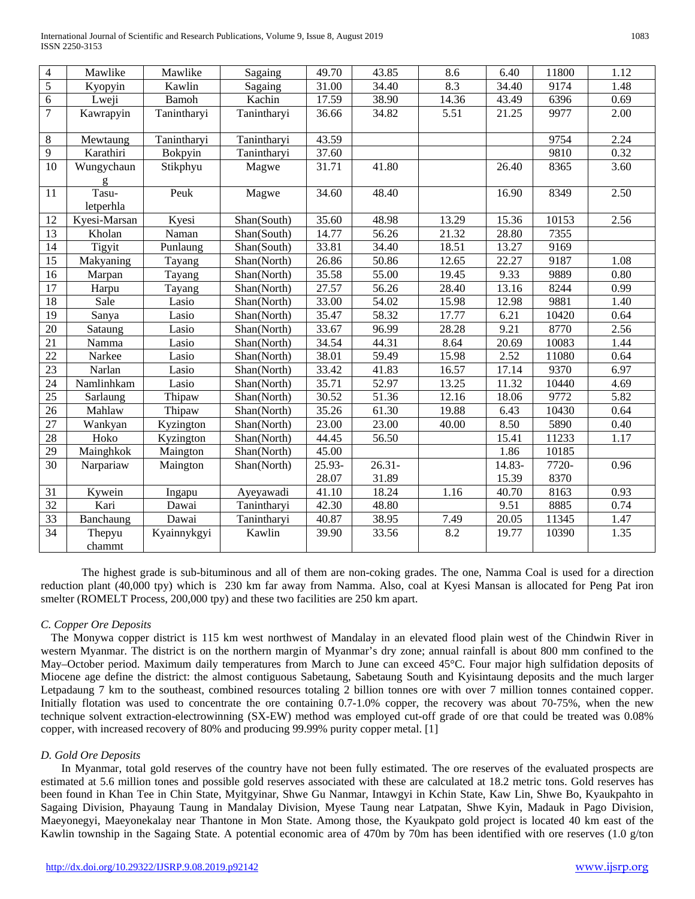| 4 | Mawlike | Mawlike | Sagaing | 49.70 | 43.85 | 8.6 | 6.40 | 11800 | 1.12 |
|---|---|---|---|---|---|---|---|---|---|
| 5 | Kyopyin | Kawlin | Sagaing | 31.00 | 34.40 | 8.3 | 34.40 | 9174 | 1.48 |
| 6 | Lweji | Bamoh | Kachin | 17.59 | 38.90 | 14.36 | 43.49 | 6396 | 0.69 |
| 7 | Kawrapyin | Tanintharyi | Tanintharyi | 36.66 | 34.82 | 5.51 | 21.25 | 9977 | 2.00 |
| 8 | Mewtaung | Tanintharyi | Tanintharyi | 43.59 | | | | 9754 | 2.24 |
| 9 | Karathiri | Bokpyin | Tanintharyi | 37.60 | | | | 9810 | 0.32 |
| 10 | Wungychaung | Stikphyu | Magwe | 31.71 | 41.80 | | 26.40 | 8365 | 3.60 |
| 11 | Tasu-letperhla | Peuk | Magwe | 34.60 | 48.40 | | 16.90 | 8349 | 2.50 |
| 12 | Kyesi-Marsan | Kyesi | Shan(South) | 35.60 | 48.98 | 13.29 | 15.36 | 10153 | 2.56 |
| 13 | Kholan | Naman | Shan(South) | 14.77 | 56.26 | 21.32 | 28.80 | 7355 | |
| 14 | Tigyit | Punlaung | Shan(South) | 33.81 | 34.40 | 18.51 | 13.27 | 9169 | |
| 15 | Makyaning | Tayang | Shan(North) | 26.86 | 50.86 | 12.65 | 22.27 | 9187 | 1.08 |
| 16 | Marpan | Tayang | Shan(North) | 35.58 | 55.00 | 19.45 | 9.33 | 9889 | 0.80 |
| 17 | Harpu | Tayang | Shan(North) | 27.57 | 56.26 | 28.40 | 13.16 | 8244 | 0.99 |
| 18 | Sale | Lasio | Shan(North) | 33.00 | 54.02 | 15.98 | 12.98 | 9881 | 1.40 |
| 19 | Sanya | Lasio | Shan(North) | 35.47 | 58.32 | 17.77 | 6.21 | 10420 | 0.64 |
| 20 | Sataung | Lasio | Shan(North) | 33.67 | 96.99 | 28.28 | 9.21 | 8770 | 2.56 |
| 21 | Namma | Lasio | Shan(North) | 34.54 | 44.31 | 8.64 | 20.69 | 10083 | 1.44 |
| 22 | Narkee | Lasio | Shan(North) | 38.01 | 59.49 | 15.98 | 2.52 | 11080 | 0.64 |
| 23 | Narlan | Lasio | Shan(North) | 33.42 | 41.83 | 16.57 | 17.14 | 9370 | 6.97 |
| 24 | Namlinhkam | Lasio | Shan(North) | 35.71 | 52.97 | 13.25 | 11.32 | 10440 | 4.69 |
| 25 | Sarlaung | Thipaw | Shan(North) | 30.52 | 51.36 | 12.16 | 18.06 | 9772 | 5.82 |
| 26 | Mahlaw | Thipaw | Shan(North) | 35.26 | 61.30 | 19.88 | 6.43 | 10430 | 0.64 |
| 27 | Wankyan | Kyzington | Shan(North) | 23.00 | 23.00 | 40.00 | 8.50 | 5890 | 0.40 |
| 28 | Hoko | Kyzington | Shan(North) | 44.45 | 56.50 | | 15.41 | 11233 | 1.17 |
| 29 | Mainghkok | Maington | Shan(North) | 45.00 | | | 1.86 | 10185 | |
| 30 | Narpariaw | Maington | Shan(North) | 25.93-28.07 | 26.31-31.89 | | 14.83-15.39 | 7720-8370 | 0.96 |
| 31 | Kywein | Ingapu | Ayeyawadi | 41.10 | 18.24 | 1.16 | 40.70 | 8163 | 0.93 |
| 32 | Kari | Dawai | Tanintharyi | 42.30 | 48.80 | | 9.51 | 8885 | 0.74 |
| 33 | Banchaung | Dawai | Tanintharyi | 40.87 | 38.95 | 7.49 | 20.05 | 11345 | 1.47 |
| 34 | Thepyu chammt | Kyainnykgyi | Kawlin | 39.90 | 33.56 | 8.2 | 19.77 | 10390 | 1.35 |

The highest grade is sub-bituminous and all of them are non-coking grades. The one, Namma Coal is used for a direction reduction plant (40,000 tpy) which is 230 km far away from Namma. Also, coal at Kyesi Mansan is allocated for Peng Pat iron smelter (ROMELT Process, 200,000 tpy) and these two facilities are 250 km apart.

### *C. Copper Ore Deposits*

The Monywa copper district is 115 km west northwest of Mandalay in an elevated flood plain west of the Chindwin River in western Myanmar. The district is on the northern margin of Myanmar's dry zone; annual rainfall is about 800 mm confined to the May–October period. Maximum daily temperatures from March to June can exceed 45°C. Four major high sulfidation deposits of Miocene age define the district: the almost contiguous Sabetaung, Sabetaung South and Kyisintaung deposits and the much larger Letpadaung 7 km to the southeast, combined resources totaling 2 billion tonnes ore with over 7 million tonnes contained copper. Initially flotation was used to concentrate the ore containing 0.7-1.0% copper, the recovery was about 70-75%, when the new technique solvent extraction-electrowinning (SX-EW) method was employed cut-off grade of ore that could be treated was 0.08% copper, with increased recovery of 80% and producing 99.99% purity copper metal. [1]

### *D. Gold Ore Deposits*

In Myanmar, total gold reserves of the country have not been fully estimated. The ore reserves of the evaluated prospects are estimated at 5.6 million tones and possible gold reserves associated with these are calculated at 18.2 metric tons. Gold reserves has been found in Khan Tee in Chin State, Myitgyinar, Shwe Gu Nanmar, Intawgyi in Kchin State, Kaw Lin, Shwe Bo, Kyaukpahto in Sagaing Division, Phayaung Taung in Mandalay Division, Myese Taung near Latpatan, Shwe Kyin, Madauk in Pago Division, Maeyonegyi, Maeyonekalay near Thantone in Mon State. Among those, the Kyaukpato gold project is located 40 km east of the Kawlin township in the Sagaing State. A potential economic area of 470m by 70m has been identified with ore reserves (1.0 g/ton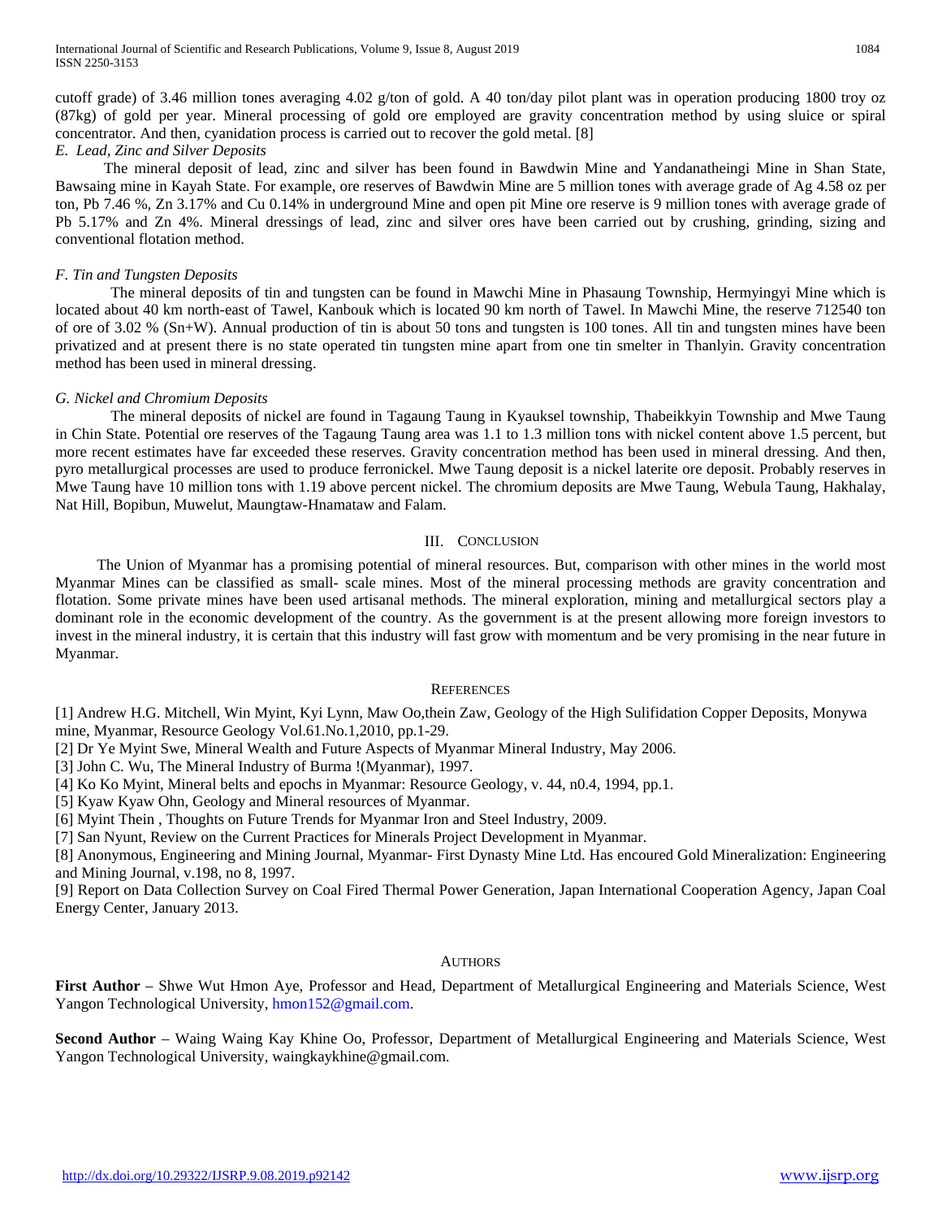cutoff grade) of 3.46 million tones averaging 4.02 g/ton of gold. A 40 ton/day pilot plant was in operation producing 1800 troy oz (87kg) of gold per year. Mineral processing of gold ore employed are gravity concentration method by using sluice or spiral concentrator. And then, cyanidation process is carried out to recover the gold metal. [8]

*E. Lead, Zinc and Silver Deposits*

The mineral deposit of lead, zinc and silver has been found in Bawdwin Mine and Yandanatheingi Mine in Shan State, Bawsaing mine in Kayah State. For example, ore reserves of Bawdwin Mine are 5 million tones with average grade of Ag 4.58 oz per ton, Pb 7.46 %, Zn 3.17% and Cu 0.14% in underground Mine and open pit Mine ore reserve is 9 million tones with average grade of Pb 5.17% and Zn 4%. Mineral dressings of lead, zinc and silver ores have been carried out by crushing, grinding, sizing and conventional flotation method.

*F. Tin and Tungsten Deposits*

The mineral deposits of tin and tungsten can be found in Mawchi Mine in Phasaung Township, Hermyingyi Mine which is located about 40 km north-east of Tawel, Kanbouk which is located 90 km north of Tawel. In Mawchi Mine, the reserve 712540 ton of ore of 3.02 % (Sn+W). Annual production of tin is about 50 tons and tungsten is 100 tones. All tin and tungsten mines have been privatized and at present there is no state operated tin tungsten mine apart from one tin smelter in Thanlyin. Gravity concentration method has been used in mineral dressing.

*G. Nickel and Chromium Deposits*

The mineral deposits of nickel are found in Tagaung Taung in Kyauksel township, Thabeikkyin Township and Mwe Taung in Chin State. Potential ore reserves of the Tagaung Taung area was 1.1 to 1.3 million tons with nickel content above 1.5 percent, but more recent estimates have far exceeded these reserves. Gravity concentration method has been used in mineral dressing. And then, pyro metallurgical processes are used to produce ferronickel. Mwe Taung deposit is a nickel laterite ore deposit. Probably reserves in Mwe Taung have 10 million tons with 1.19 above percent nickel. The chromium deposits are Mwe Taung, Webula Taung, Hakhalay, Nat Hill, Bopibun, Muwelut, Maungtaw-Hnamataw and Falam.

## III. Conclusion

The Union of Myanmar has a promising potential of mineral resources. But, comparison with other mines in the world most Myanmar Mines can be classified as small- scale mines. Most of the mineral processing methods are gravity concentration and flotation. Some private mines have been used artisanal methods. The mineral exploration, mining and metallurgical sectors play a dominant role in the economic development of the country. As the government is at the present allowing more foreign investors to invest in the mineral industry, it is certain that this industry will fast grow with momentum and be very promising in the near future in Myanmar.

## References

[1] Andrew H.G. Mitchell, Win Myint, Kyi Lynn, Maw Oo,thein Zaw, Geology of the High Sulifidation Copper Deposits, Monywa mine, Myanmar, Resource Geology Vol.61.No.1,2010, pp.1-29.

[2] Dr Ye Myint Swe, Mineral Wealth and Future Aspects of Myanmar Mineral Industry, May 2006.

[3] John C. Wu, The Mineral Industry of Burma !(Myanmar), 1997.

[4] Ko Ko Myint, Mineral belts and epochs in Myanmar: Resource Geology, v. 44, n0.4, 1994, pp.1.

[5] Kyaw Kyaw Ohn, Geology and Mineral resources of Myanmar.

[6] Myint Thein , Thoughts on Future Trends for Myanmar Iron and Steel Industry, 2009.

[7] San Nyunt, Review on the Current Practices for Minerals Project Development in Myanmar.

[8] Anonymous, Engineering and Mining Journal, Myanmar- First Dynasty Mine Ltd. Has encoured Gold Mineralization: Engineering and Mining Journal, v.198, no 8, 1997.

[9] Report on Data Collection Survey on Coal Fired Thermal Power Generation, Japan International Cooperation Agency, Japan Coal Energy Center, January 2013.

## Authors

**First Author** – Shwe Wut Hmon Aye, Professor and Head, Department of Metallurgical Engineering and Materials Science, West Yangon Technological University, hmon152@gmail.com.

**Second Author** – Waing Waing Kay Khine Oo, Professor, Department of Metallurgical Engineering and Materials Science, West Yangon Technological University, waingkaykhine@gmail.com.